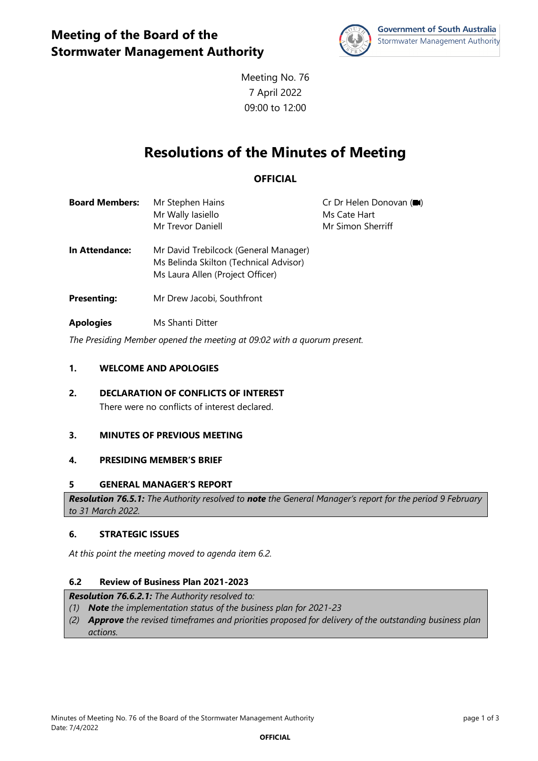# Meeting of the Board of the Stormwater Management Authority

Government of South Australia
Stormwater Management Authority

Meeting No. 76
7 April 2022
09:00 to 12:00

# Resolutions of the Minutes of Meeting

**OFFICIAL**

| | | |
|---|---|---|
| **Board Members:** | Mr Stephen Hains<br>Mr Wally Iasiello<br>Mr Trevor Daniell | Cr Dr Helen Donovan (■)<br>Ms Cate Hart<br>Mr Simon Sherriff |
| **In Attendance:** | Mr David Trebilcock (General Manager)<br>Ms Belinda Skilton (Technical Advisor)<br>Ms Laura Allen (Project Officer) | |
| **Presenting:** | Mr Drew Jacobi, Southfront | |
| **Apologies** | Ms Shanti Ditter | |

*The Presiding Member opened the meeting at 09:02 with a quorum present.*

## 1. WELCOME AND APOLOGIES

## 2. DECLARATION OF CONFLICTS OF INTEREST

There were no conflicts of interest declared.

## 3. MINUTES OF PREVIOUS MEETING

## 4. PRESIDING MEMBER'S BRIEF

## 5 GENERAL MANAGER'S REPORT

> ***Resolution 76.5.1:*** *The Authority resolved to* ***note*** *the General Manager's report for the period 9 February to 31 March 2022.*

## 6. STRATEGIC ISSUES

*At this point the meeting moved to agenda item 6.2.*

### 6.2 Review of Business Plan 2021-2023

> ***Resolution 76.6.2.1:*** *The Authority resolved to:*
> *(1)* ***Note*** *the implementation status of the business plan for 2021-23*
> *(2)* ***Approve*** *the revised timeframes and priorities proposed for delivery of the outstanding business plan actions.*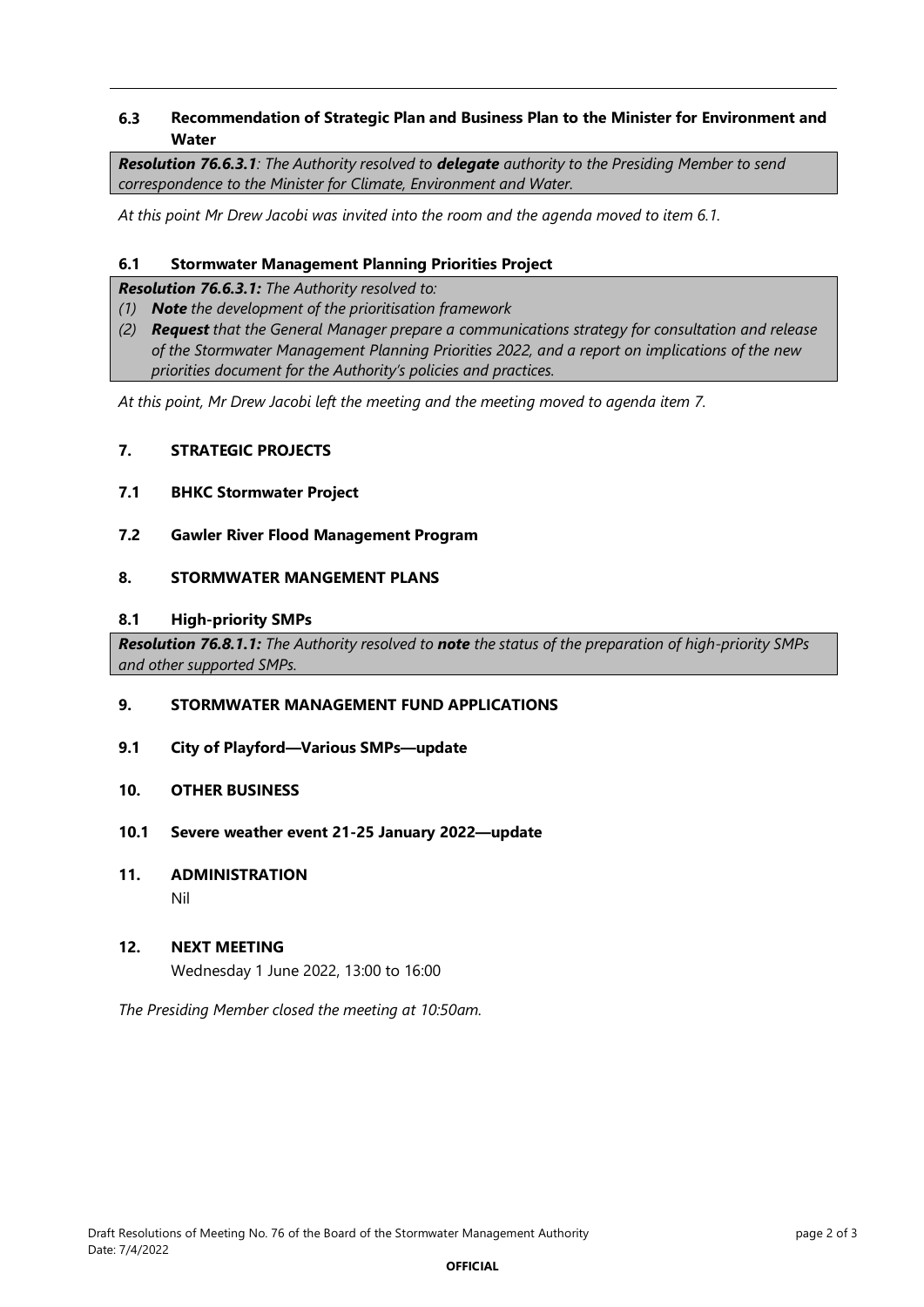### 6.3 Recommendation of Strategic Plan and Business Plan to the Minister for Environment and Water

***Resolution 76.6.3.1**: The Authority resolved to **delegate** authority to the Presiding Member to send correspondence to the Minister for Climate, Environment and Water.*

*At this point Mr Drew Jacobi was invited into the room and the agenda moved to item 6.1.*

### 6.1 Stormwater Management Planning Priorities Project

***Resolution 76.6.3.1:** The Authority resolved to:*

*(1) **Note** the development of the prioritisation framework*

*(2) **Request** that the General Manager prepare a communications strategy for consultation and release of the Stormwater Management Planning Priorities 2022, and a report on implications of the new priorities document for the Authority's policies and practices.*

*At this point, Mr Drew Jacobi left the meeting and the meeting moved to agenda item 7.*

## 7. STRATEGIC PROJECTS

### 7.1 BHKC Stormwater Project

### 7.2 Gawler River Flood Management Program

## 8. STORMWATER MANGEMENT PLANS

### 8.1 High-priority SMPs

***Resolution 76.8.1.1:** The Authority resolved to **note** the status of the preparation of high-priority SMPs and other supported SMPs.*

## 9. STORMWATER MANAGEMENT FUND APPLICATIONS

### 9.1 City of Playford—Various SMPs—update

## 10. OTHER BUSINESS

### 10.1 Severe weather event 21-25 January 2022—update

## 11. ADMINISTRATION

Nil

## 12. NEXT MEETING

Wednesday 1 June 2022, 13:00 to 16:00

*The Presiding Member closed the meeting at 10:50am.*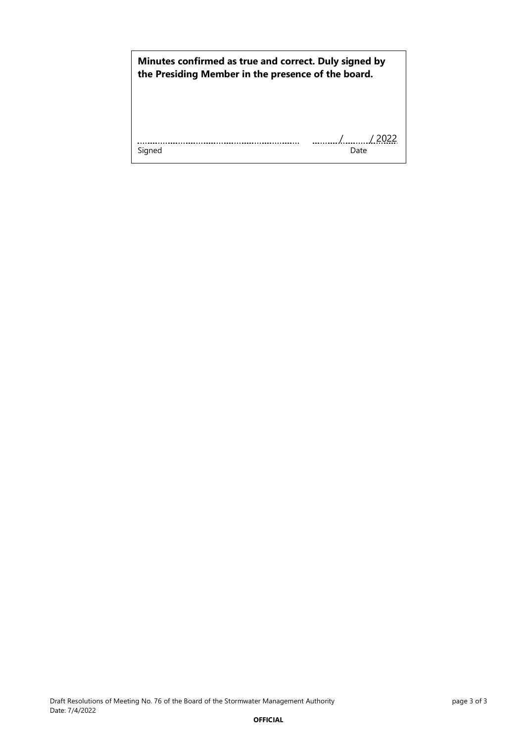**Minutes confirmed as true and correct. Duly signed by the Presiding Member in the presence of the board.**

........................................................................ ........../........../ 2022

Signed Date

**OFFICIAL**